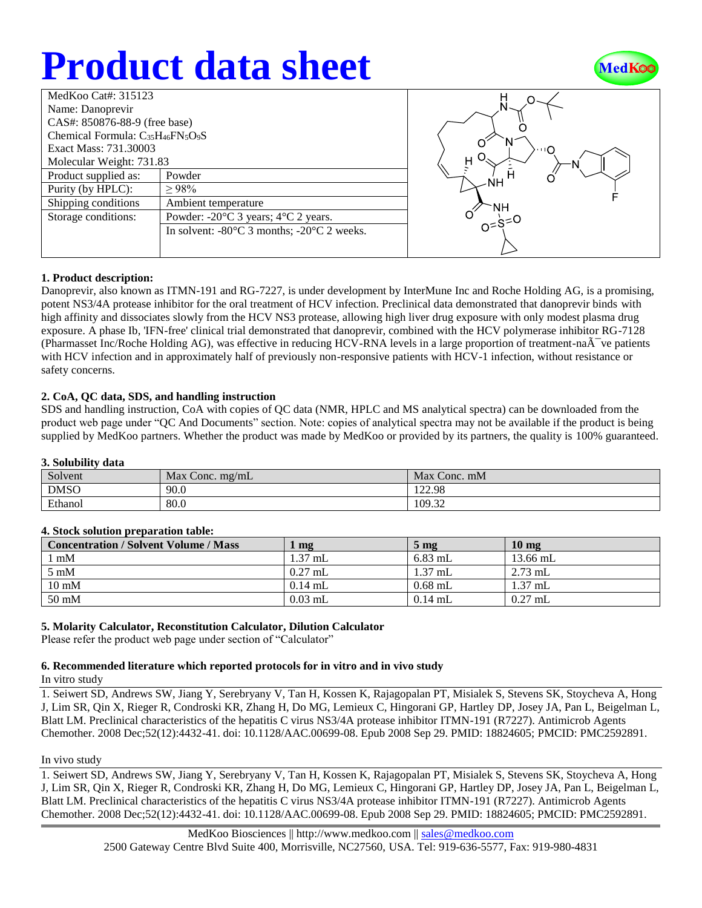# Product data sheet

| MedKoo Cat#: 315123 | |
|---|---|
| Name: Danoprevir | |
| CAS#: 850876-88-9 (free base) | |
| Chemical Formula: $C_{35}H_{46}FN_5O_9S$ | |
| Exact Mass: 731.30003 | |
| Molecular Weight: 731.83 | |
| Product supplied as: | Powder |
| Purity (by HPLC): | ≥ 98% |
| Shipping conditions | Ambient temperature |
| Storage conditions: | Powder: -20°C 3 years; 4°C 2 years. |
| | In solvent: -80°C 3 months; -20°C 2 weeks. |

### 1. Product description:

Danoprevir, also known as ITMN-191 and RG-7227, is under development by InterMune Inc and Roche Holding AG, is a promising, potent NS3/4A protease inhibitor for the oral treatment of HCV infection. Preclinical data demonstrated that danoprevir binds with high affinity and dissociates slowly from the HCV NS3 protease, allowing high liver drug exposure with only modest plasma drug exposure. A phase Ib, 'IFN-free' clinical trial demonstrated that danoprevir, combined with the HCV polymerase inhibitor RG-7128 (Pharmasset Inc/Roche Holding AG), was effective in reducing HCV-RNA levels in a large proportion of treatment-naÃ¯ve patients with HCV infection and in approximately half of previously non-responsive patients with HCV-1 infection, without resistance or safety concerns.

### 2. CoA, QC data, SDS, and handling instruction

SDS and handling instruction, CoA with copies of QC data (NMR, HPLC and MS analytical spectra) can be downloaded from the product web page under "QC And Documents" section. Note: copies of analytical spectra may not be available if the product is being supplied by MedKoo partners. Whether the product was made by MedKoo or provided by its partners, the quality is 100% guaranteed.

### 3. Solubility data

| Solvent | Max Conc. mg/mL | Max Conc. mM |
|---|---|---|
| DMSO | 90.0 | 122.98 |
| Ethanol | 80.0 | 109.32 |

### 4. Stock solution preparation table:

| Concentration / Solvent Volume / Mass | 1 mg | 5 mg | 10 mg |
|---|---|---|---|
| 1 mM | 1.37 mL | 6.83 mL | 13.66 mL |
| 5 mM | 0.27 mL | 1.37 mL | 2.73 mL |
| 10 mM | 0.14 mL | 0.68 mL | 1.37 mL |
| 50 mM | 0.03 mL | 0.14 mL | 0.27 mL |

### 5. Molarity Calculator, Reconstitution Calculator, Dilution Calculator

Please refer the product web page under section of "Calculator"

### 6. Recommended literature which reported protocols for in vitro and in vivo study

In vitro study

1. Seiwert SD, Andrews SW, Jiang Y, Serebryany V, Tan H, Kossen K, Rajagopalan PT, Misialek S, Stevens SK, Stoycheva A, Hong J, Lim SR, Qin X, Rieger R, Condroski KR, Zhang H, Do MG, Lemieux C, Hingorani GP, Hartley DP, Josey JA, Pan L, Beigelman L, Blatt LM. Preclinical characteristics of the hepatitis C virus NS3/4A protease inhibitor ITMN-191 (R7227). Antimicrob Agents Chemother. 2008 Dec;52(12):4432-41. doi: 10.1128/AAC.00699-08. Epub 2008 Sep 29. PMID: 18824605; PMCID: PMC2592891.

In vivo study

1. Seiwert SD, Andrews SW, Jiang Y, Serebryany V, Tan H, Kossen K, Rajagopalan PT, Misialek S, Stevens SK, Stoycheva A, Hong J, Lim SR, Qin X, Rieger R, Condroski KR, Zhang H, Do MG, Lemieux C, Hingorani GP, Hartley DP, Josey JA, Pan L, Beigelman L, Blatt LM. Preclinical characteristics of the hepatitis C virus NS3/4A protease inhibitor ITMN-191 (R7227). Antimicrob Agents Chemother. 2008 Dec;52(12):4432-41. doi: 10.1128/AAC.00699-08. Epub 2008 Sep 29. PMID: 18824605; PMCID: PMC2592891.

MedKoo Biosciences || http://www.medkoo.com || sales@medkoo.com
2500 Gateway Centre Blvd Suite 400, Morrisville, NC27560, USA. Tel: 919-636-5577, Fax: 919-980-4831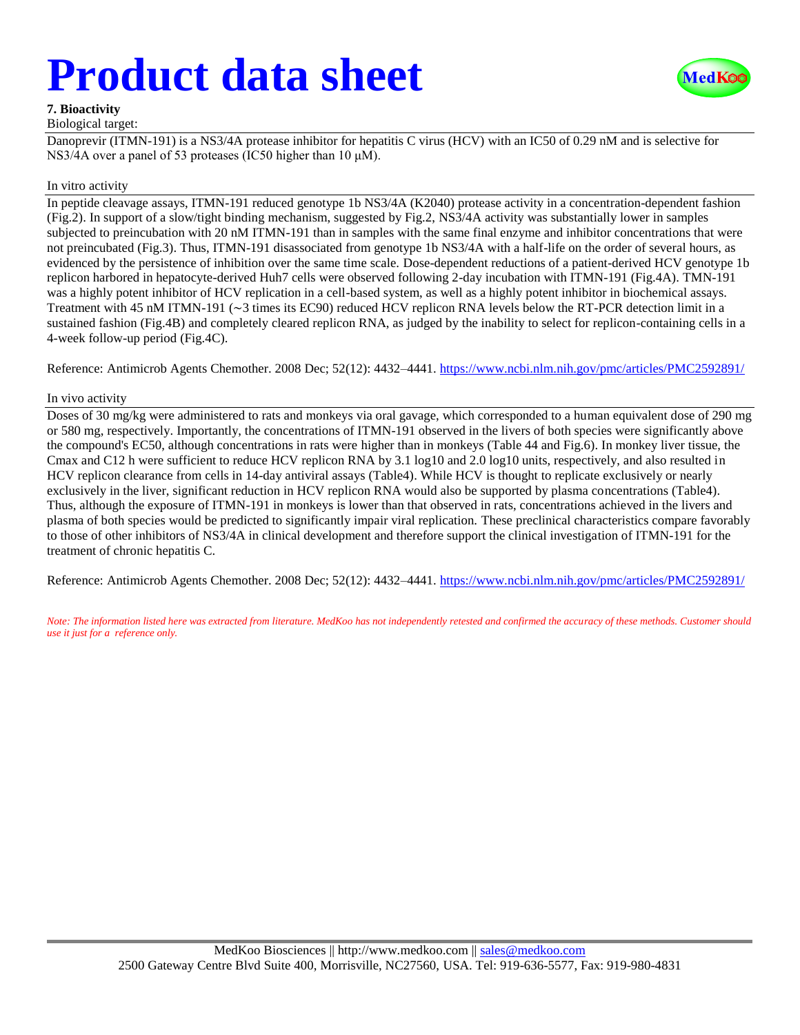# Product data sheet

**7. Bioactivity**

Biological target:

Danoprevir (ITMN-191) is a NS3/4A protease inhibitor for hepatitis C virus (HCV) with an IC50 of 0.29 nM and is selective for NS3/4A over a panel of 53 proteases (IC50 higher than 10 μM).

In vitro activity

In peptide cleavage assays, ITMN-191 reduced genotype 1b NS3/4A (K2040) protease activity in a concentration-dependent fashion (Fig.2). In support of a slow/tight binding mechanism, suggested by Fig.2, NS3/4A activity was substantially lower in samples subjected to preincubation with 20 nM ITMN-191 than in samples with the same final enzyme and inhibitor concentrations that were not preincubated (Fig.3). Thus, ITMN-191 disassociated from genotype 1b NS3/4A with a half-life on the order of several hours, as evidenced by the persistence of inhibition over the same time scale. Dose-dependent reductions of a patient-derived HCV genotype 1b replicon harbored in hepatocyte-derived Huh7 cells were observed following 2-day incubation with ITMN-191 (Fig.4A). TMN-191 was a highly potent inhibitor of HCV replication in a cell-based system, as well as a highly potent inhibitor in biochemical assays. Treatment with 45 nM ITMN-191 (∼3 times its EC90) reduced HCV replicon RNA levels below the RT-PCR detection limit in a sustained fashion (Fig.4B) and completely cleared replicon RNA, as judged by the inability to select for replicon-containing cells in a 4-week follow-up period (Fig.4C).

Reference: Antimicrob Agents Chemother. 2008 Dec; 52(12): 4432–4441. https://www.ncbi.nlm.nih.gov/pmc/articles/PMC2592891/

In vivo activity

Doses of 30 mg/kg were administered to rats and monkeys via oral gavage, which corresponded to a human equivalent dose of 290 mg or 580 mg, respectively. Importantly, the concentrations of ITMN-191 observed in the livers of both species were significantly above the compound's EC50, although concentrations in rats were higher than in monkeys (Table 44 and Fig.6). In monkey liver tissue, the Cmax and C12 h were sufficient to reduce HCV replicon RNA by 3.1 log10 and 2.0 log10 units, respectively, and also resulted in HCV replicon clearance from cells in 14-day antiviral assays (Table4). While HCV is thought to replicate exclusively or nearly exclusively in the liver, significant reduction in HCV replicon RNA would also be supported by plasma concentrations (Table4). Thus, although the exposure of ITMN-191 in monkeys is lower than that observed in rats, concentrations achieved in the livers and plasma of both species would be predicted to significantly impair viral replication. These preclinical characteristics compare favorably to those of other inhibitors of NS3/4A in clinical development and therefore support the clinical investigation of ITMN-191 for the treatment of chronic hepatitis C.

Reference: Antimicrob Agents Chemother. 2008 Dec; 52(12): 4432–4441. https://www.ncbi.nlm.nih.gov/pmc/articles/PMC2592891/

*Note: The information listed here was extracted from literature. MedKoo has not independently retested and confirmed the accuracy of these methods. Customer should use it just for a reference only.*